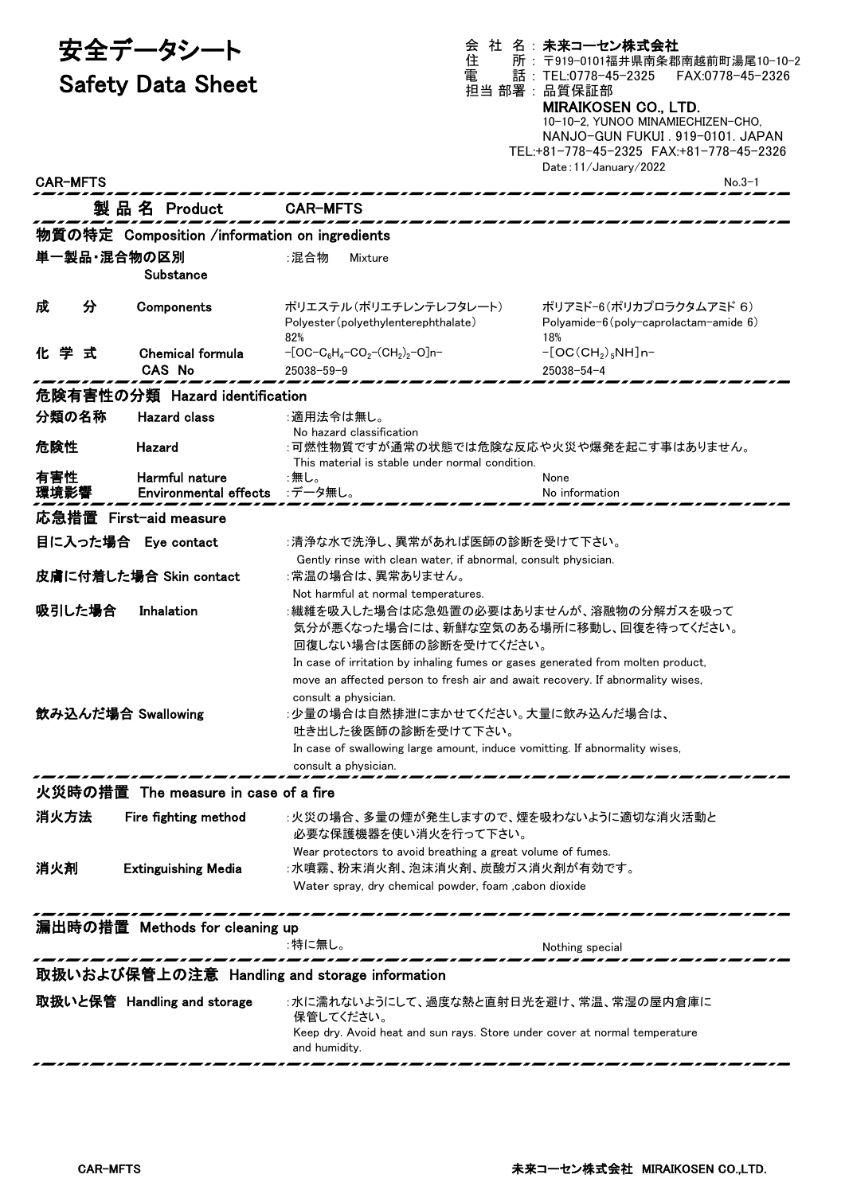# 安全データシート
# Safety Data Sheet

会 社 名：**未来コーセン株式会社**
住 所：〒919-0101福井県南条郡南越前町湯尾10-10-2
電 話：TEL:0778-45-2325 FAX:0778-45-2326
担当 部署：品質保証部

**MIRAIKOSEN CO., LTD.**
10-10-2, YUNOO MINAMIECHIZEN-CHO,
NANJO-GUN FUKUI . 919-0101. JAPAN
TEL:+81-778-45-2325 FAX:+81-778-45-2326
Date：11/January/2022

CAR-MFTS No.3-1

## 製品名 Product CAR-MFTS

## 物質の特定 Composition /information on ingredients

| | | | |
|---|---|---|---|
| 単一製品・混合物の区別 | Substance | ：混合物 Mixture | |
| 成 分 | Components | ポリエステル（ポリエチレンテレフタレート）<br>Polyester (polyethyleneterephthalate)<br>82% | ポリアミド-6（ポリカプロラクタムアミド 6）<br>Polyamide-6 (poly-caprolactam-amide 6)<br>18% |
| 化 学 式 | Chemical formula | $-[OC-C_6H_4-CO_2-(CH_2)_2-O]n-$ | $-[OC(CH_2)_5NH]n-$ |
| | CAS No | 25038-59-9 | 25038-54-4 |

## 危険有害性の分類 Hazard identification

**分類の名称 Hazard class**：適用法令は無し。
No hazard classification

**危険性 Hazard**：可燃性物質ですが通常の状態では危険な反応や火災や爆発を起こす事はありません。
This material is stable under normal condition.

**有害性 Harmful nature**：無し。 None

**環境影響 Environmental effects**：データ無し。 No information

## 応急措置 First-aid measure

**目に入った場合 Eye contact**：清浄な水で洗浄し、異常があれば医師の診断を受けて下さい。
Gently rinse with clean water, if abnormal, consult physician.

**皮膚に付着した場合 Skin contact**：常温の場合は、異常ありません。
Not harmful at normal temperatures.

**吸引した場合 Inhalation**：繊維を吸入した場合は応急処置の必要はありませんが、溶融物の分解ガスを吸って気分が悪くなった場合には、新鮮な空気のある場所に移動し、回復を待ってください。回復しない場合は医師の診断を受けてください。
In case of irritation by inhaling fumes or gases generated from molten product, move an affected person to fresh air and await recovery. If abnormality wises, consult a physician.

**飲み込んだ場合 Swallowing**：少量の場合は自然排泄にまかせてください。大量に飲み込んだ場合は、吐き出した後医師の診断を受けて下さい。
In case of swallowing large amount, induce vomitting. If abnormality wises, consult a physician.

## 火災時の措置 The measure in case of a fire

**消火方法 Fire fighting method**：火災の場合、多量の煙が発生しますので、煙を吸わないように適切な消火活動と必要な保護機器を使い消火を行って下さい。
Wear protectors to avoid breathing a great volume of fumes.

**消火剤 Extinguishing Media**：水噴霧、粉末消火剤、泡沫消火剤、炭酸ガス消火剤が有効です。
Water spray, dry chemical powder, foam ,cabon dioxide

## 漏出時の措置 Methods for cleaning up

：特に無し。 Nothing special

## 取扱いおよび保管上の注意 Handling and storage information

**取扱いと保管 Handling and storage**：水に濡れないようにして、過度な熱と直射日光を避け、常温、常湿の屋内倉庫に保管してください。
Keep dry. Avoid heat and sun rays. Store under cover at normal temperature and humidity.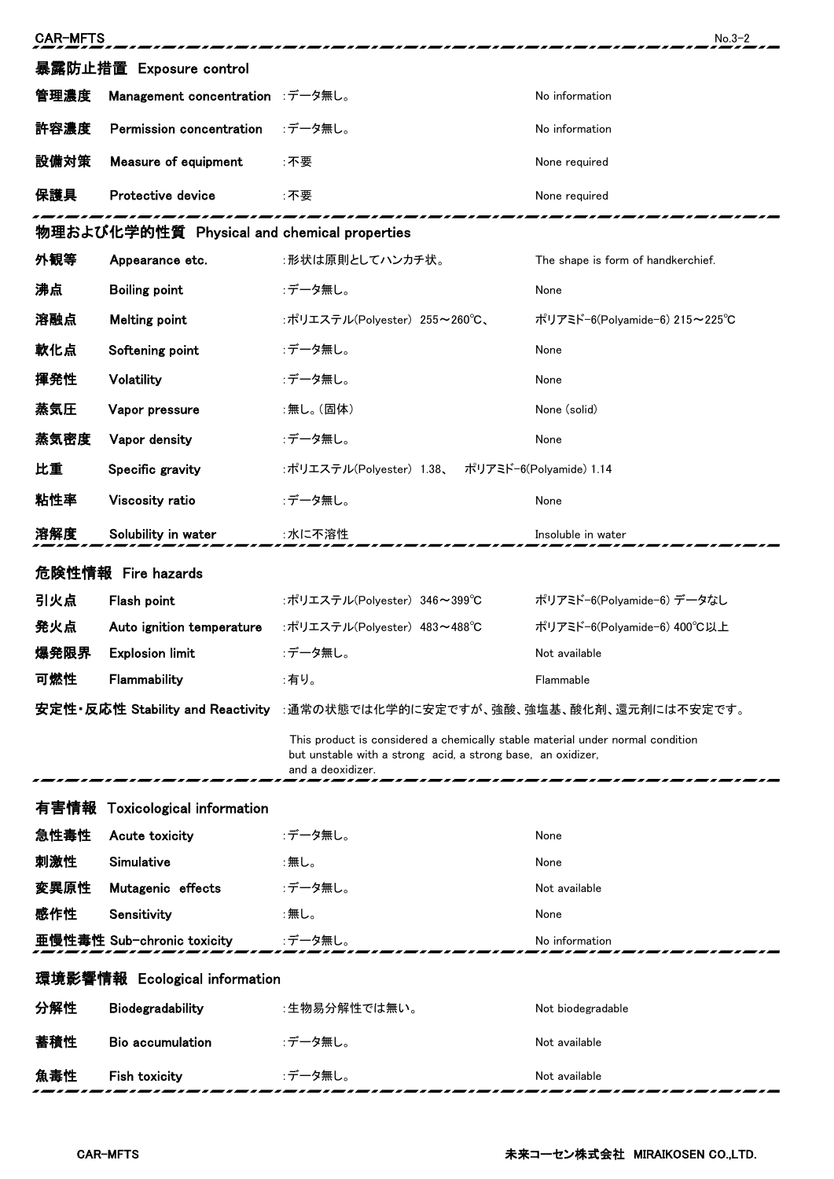## 暴露防止措置 Exposure control

| | | | |
|---|---|---|---|
| 管理濃度 | Management concentration | :データ無し。 | No information |
| 許容濃度 | Permission concentration | :データ無し。 | No information |
| 設備対策 | Measure of equipment | :不要 | None required |
| 保護具 | Protective device | :不要 | None required |

## 物理および化学的性質 Physical and chemical properties

| | | | |
|---|---|---|---|
| 外観等 | Appearance etc. | :形状は原則としてハンカチ状。 | The shape is form of handkerchief. |
| 沸点 | Boiling point | :データ無し。 | None |
| 溶融点 | Melting point | :ポリエステル(Polyester) 255～260℃、 | ポリアミド-6(Polyamide-6) 215～225℃ |
| 軟化点 | Softening point | :データ無し。 | None |
| 揮発性 | Volatility | :データ無し。 | None |
| 蒸気圧 | Vapor pressure | :無し。(固体) | None (solid) |
| 蒸気密度 | Vapor density | :データ無し。 | None |
| 比重 | Specific gravity | :ポリエステル(Polyester) 1.38、 ポリアミド-6(Polyamide) 1.14 | |
| 粘性率 | Viscosity ratio | :データ無し。 | None |
| 溶解度 | Solubility in water | :水に不溶性 | Insoluble in water |

## 危険性情報 Fire hazards

| | | | |
|---|---|---|---|
| 引火点 | Flash point | :ポリエステル(Polyester) 346～399℃ | ポリアミド-6(Polyamide-6) データなし |
| 発火点 | Auto ignition temperature | :ポリエステル(Polyester) 483～488℃ | ポリアミド-6(Polyamide-6) 400℃以上 |
| 爆発限界 | Explosion limit | :データ無し。 | Not available |
| 可燃性 | Flammability | :有り。 | Flammable |

**安定性・反応性 Stability and Reactivity** :通常の状態では化学的に安定ですが、強酸、強塩基、酸化剤、還元剤には不安定です。

This product is considered a chemically stable material under normal condition but unstable with a strong acid, a strong base, an oxidizer, and a deoxidizer.

## 有害情報 Toxicological information

| | | | |
|---|---|---|---|
| 急性毒性 | Acute toxicity | :データ無し。 | None |
| 刺激性 | Simulative | :無し。 | None |
| 変異原性 | Mutagenic effects | :データ無し。 | Not available |
| 感作性 | Sensitivity | :無し。 | None |
| 亜慢性毒性 | Sub-chronic toxicity | :データ無し。 | No information |

## 環境影響情報 Ecological information

| | | | |
|---|---|---|---|
| 分解性 | Biodegradability | :生物易分解性では無い。 | Not biodegradable |
| 蓄積性 | Bio accumulation | :データ無し。 | Not available |
| 魚毒性 | Fish toxicity | :データ無し。 | Not available |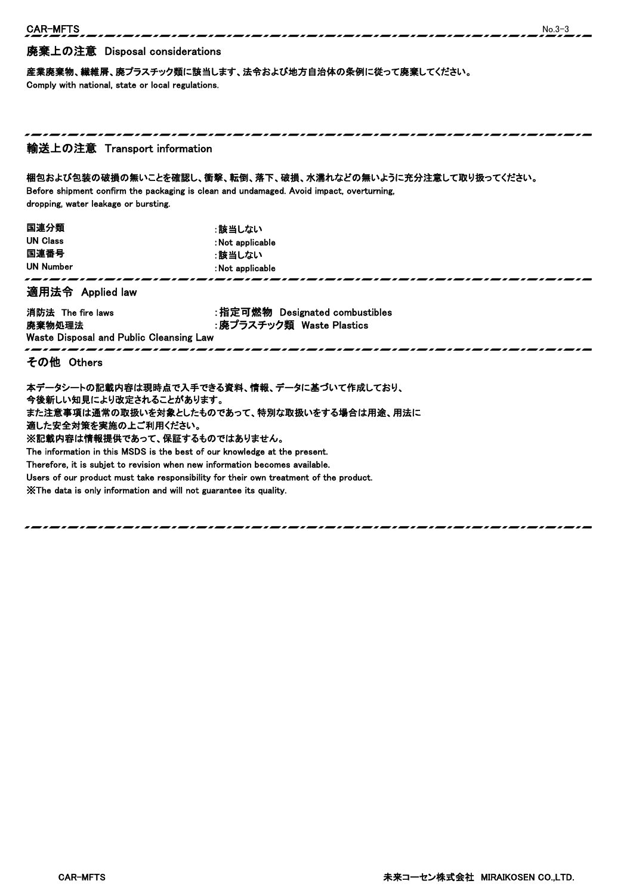## 廃棄上の注意 Disposal considerations

**産業廃棄物、繊維屑、廃プラスチック類に該当します、法令および地方自治体の条例に従って廃棄してください。**
Comply with national, state or local regulations.

## 輸送上の注意 Transport information

**梱包および包装の破損の無いことを確認し、衝撃、転倒、落下、破損、水濡れなどの無いように充分注意して取り扱ってください。**
Before shipment confirm the packaging is clean and undamaged. Avoid impact, overturning, dropping, water leakage or bursting.

| | |
|---|---|
| 国連分類 | :該当しない |
| UN Class | :Not applicable |
| 国連番号 | :該当しない |
| UN Number | :Not applicable |

## 適用法令 Applied law

| | |
|---|---|
| 消防法 The fire laws | :**指定可燃物** Designated combustibles |
| 廃棄物処理法 Waste Disposal and Public Cleansing Law | :**廃プラスチック類** Waste Plastics |

## その他 Others

**本データシートの記載内容は現時点で入手できる資料、情報、データに基づいて作成しており、今後新しい知見により改定されることがあります。**
**また注意事項は通常の取扱いを対象としたものであって、特別な取扱いをする場合は用途、用法に適した安全対策を実施の上ご利用ください。**
**※記載内容は情報提供であって、保証するものではありません。**
The information in this MSDS is the best of our knowledge at the present.
Therefore, it is subjet to revision when new information becomes available.
Users of our product must take responsibility for their own treatment of the product.
※The data is only information and will not guarantee its quality.